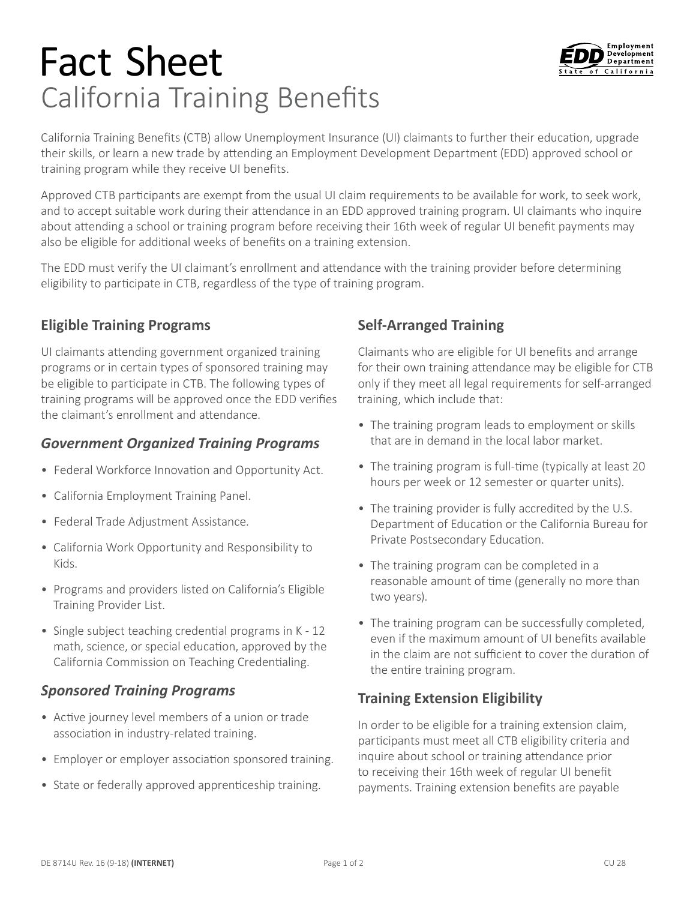# Fact Sheet

## California Training Benefits

California Training Benefits (CTB) allow Unemployment Insurance (UI) claimants to further their education, upgrade their skills, or learn a new trade by attending an Employment Development Department (EDD) approved school or training program while they receive UI benefits.

Approved CTB participants are exempt from the usual UI claim requirements to be available for work, to seek work, and to accept suitable work during their attendance in an EDD approved training program. UI claimants who inquire about attending a school or training program before receiving their 16th week of regular UI benefit payments may also be eligible for additional weeks of benefits on a training extension.

The EDD must verify the UI claimant's enrollment and attendance with the training provider before determining eligibility to participate in CTB, regardless of the type of training program.

### Eligible Training Programs

UI claimants attending government organized training programs or in certain types of sponsored training may be eligible to participate in CTB. The following types of training programs will be approved once the EDD verifies the claimant's enrollment and attendance.

#### *Government Organized Training Programs*

- Federal Workforce Innovation and Opportunity Act.
- California Employment Training Panel.
- Federal Trade Adjustment Assistance.
- California Work Opportunity and Responsibility to Kids.
- Programs and providers listed on California's Eligible Training Provider List.
- Single subject teaching credential programs in K - 12 math, science, or special education, approved by the California Commission on Teaching Credentialing.

#### *Sponsored Training Programs*

- Active journey level members of a union or trade association in industry-related training.
- Employer or employer association sponsored training.
- State or federally approved apprenticeship training.

### Self-Arranged Training

Claimants who are eligible for UI benefits and arrange for their own training attendance may be eligible for CTB only if they meet all legal requirements for self-arranged training, which include that:

- The training program leads to employment or skills that are in demand in the local labor market.
- The training program is full-time (typically at least 20 hours per week or 12 semester or quarter units).
- The training provider is fully accredited by the U.S. Department of Education or the California Bureau for Private Postsecondary Education.
- The training program can be completed in a reasonable amount of time (generally no more than two years).
- The training program can be successfully completed, even if the maximum amount of UI benefits available in the claim are not sufficient to cover the duration of the entire training program.

### Training Extension Eligibility

In order to be eligible for a training extension claim, participants must meet all CTB eligibility criteria and inquire about school or training attendance prior to receiving their 16th week of regular UI benefit payments. Training extension benefits are payable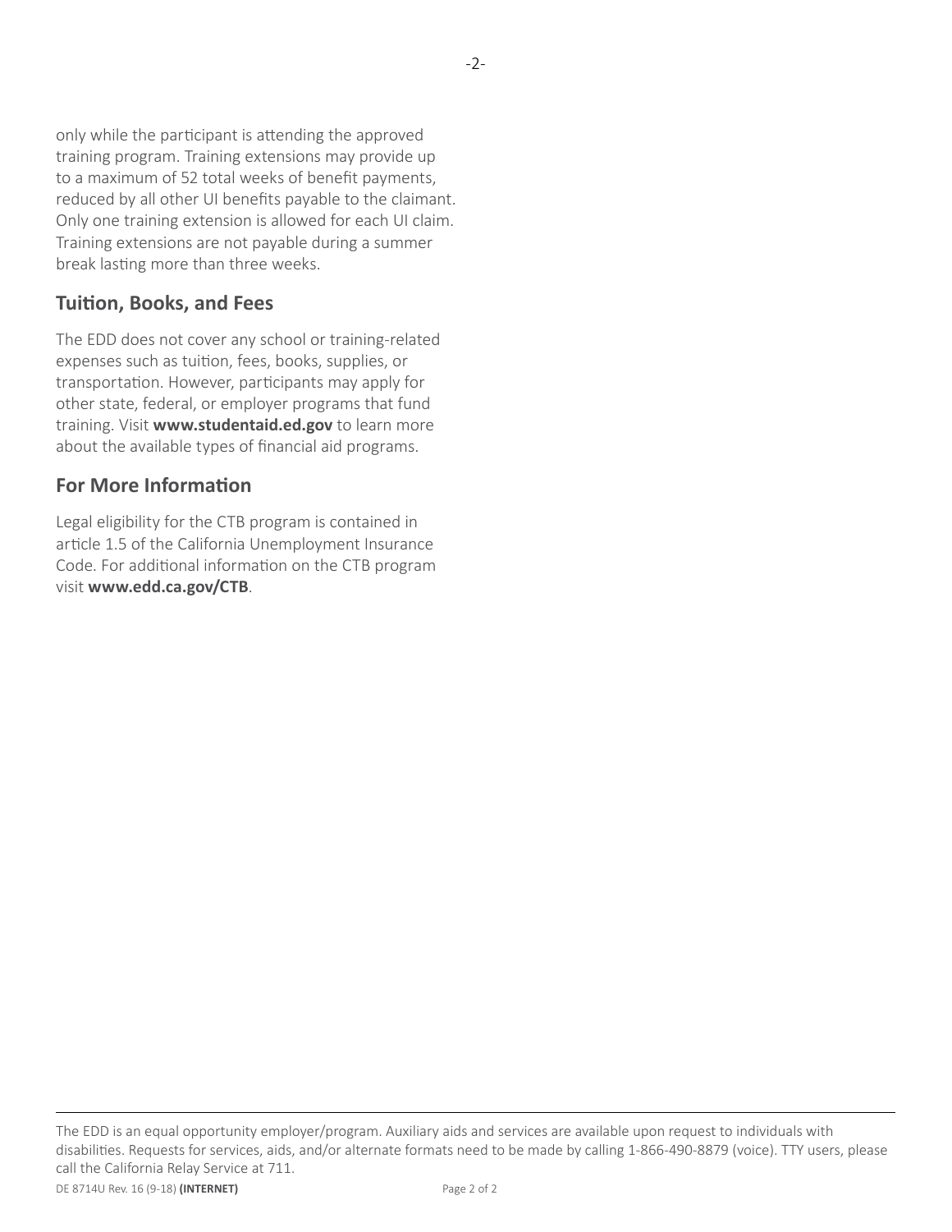only while the participant is attending the approved training program. Training extensions may provide up to a maximum of 52 total weeks of benefit payments, reduced by all other UI benefits payable to the claimant. Only one training extension is allowed for each UI claim. Training extensions are not payable during a summer break lasting more than three weeks.

## Tuition, Books, and Fees

The EDD does not cover any school or training-related expenses such as tuition, fees, books, supplies, or transportation. However, participants may apply for other state, federal, or employer programs that fund training. Visit **www.studentaid.ed.gov** to learn more about the available types of financial aid programs.

## For More Information

Legal eligibility for the CTB program is contained in article 1.5 of the California Unemployment Insurance Code. For additional information on the CTB program visit **www.edd.ca.gov/CTB**.

The EDD is an equal opportunity employer/program. Auxiliary aids and services are available upon request to individuals with disabilities. Requests for services, aids, and/or alternate formats need to be made by calling 1-866-490-8879 (voice). TTY users, please call the California Relay Service at 711.

DE 8714U Rev. 16 (9-18) **(INTERNET)**